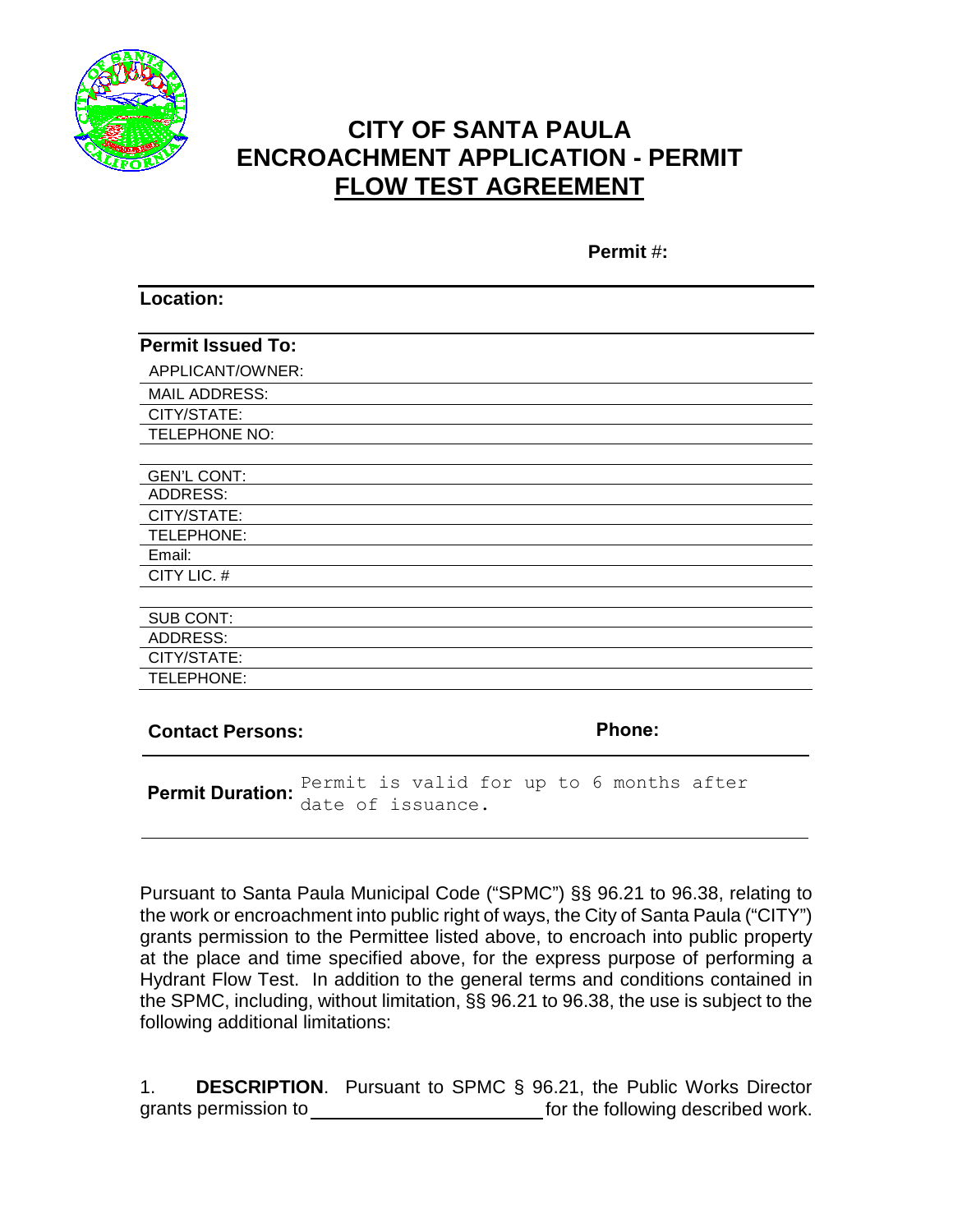# CITY OF SANTA PAULA
# ENCROACHMENT APPLICATION - PERMIT
# FLOW TEST AGREEMENT

**Permit #:**

**Location:**

**Permit Issued To:**

| | |
|---|---|
| APPLICANT/OWNER: | |
| MAIL ADDRESS: | |
| CITY/STATE: | |
| TELEPHONE NO: | |
| | |
| GEN'L CONT: | |
| ADDRESS: | |
| CITY/STATE: | |
| TELEPHONE: | |
| Email: | |
| CITY LIC. # | |
| | |
| SUB CONT: | |
| ADDRESS: | |
| CITY/STATE: | |
| TELEPHONE: | |

**Contact Persons:** **Phone:**

**Permit Duration:** Permit is valid for up to 6 months after date of issuance.

Pursuant to Santa Paula Municipal Code ("SPMC") §§ 96.21 to 96.38, relating to the work or encroachment into public right of ways, the City of Santa Paula ("CITY") grants permission to the Permittee listed above, to encroach into public property at the place and time specified above, for the express purpose of performing a Hydrant Flow Test. In addition to the general terms and conditions contained in the SPMC, including, without limitation, §§ 96.21 to 96.38, the use is subject to the following additional limitations:

1. **DESCRIPTION**. Pursuant to SPMC § 96.21, the Public Works Director grants permission to ______________________ for the following described work.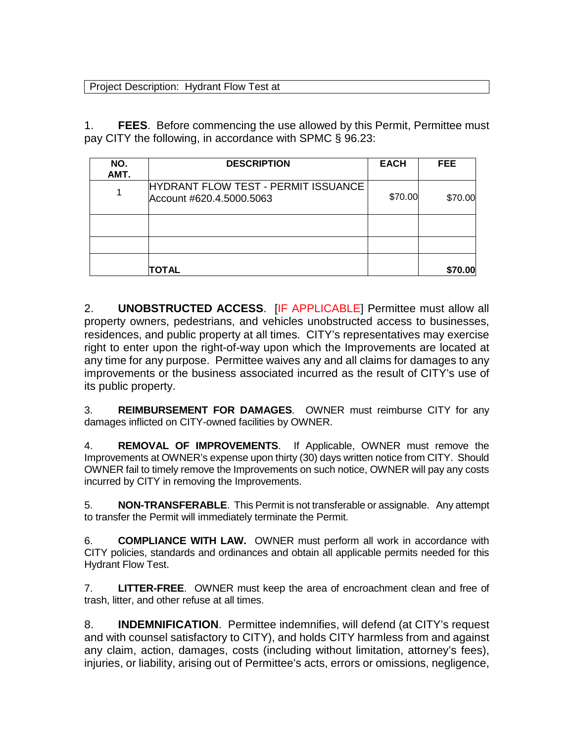Project Description: Hydrant Flow Test at

1. **FEES**. Before commencing the use allowed by this Permit, Permittee must pay CITY the following, in accordance with SPMC § 96.23:

| NO. AMT. | DESCRIPTION | EACH | FEE |
|---|---|---|---|
| 1 | HYDRANT FLOW TEST - PERMIT ISSUANCE Account #620.4.5000.5063 | $70.00 | $70.00 |
| | | | |
| | | | |
| | **TOTAL** | | **$70.00** |

2. **UNOBSTRUCTED ACCESS**. [IF APPLICABLE] Permittee must allow all property owners, pedestrians, and vehicles unobstructed access to businesses, residences, and public property at all times. CITY's representatives may exercise right to enter upon the right-of-way upon which the Improvements are located at any time for any purpose. Permittee waives any and all claims for damages to any improvements or the business associated incurred as the result of CITY's use of its public property.

3. **REIMBURSEMENT FOR DAMAGES**. OWNER must reimburse CITY for any damages inflicted on CITY-owned facilities by OWNER.

4. **REMOVAL OF IMPROVEMENTS**. If Applicable, OWNER must remove the Improvements at OWNER's expense upon thirty (30) days written notice from CITY. Should OWNER fail to timely remove the Improvements on such notice, OWNER will pay any costs incurred by CITY in removing the Improvements.

5. **NON-TRANSFERABLE**. This Permit is not transferable or assignable. Any attempt to transfer the Permit will immediately terminate the Permit.

6. **COMPLIANCE WITH LAW.** OWNER must perform all work in accordance with CITY policies, standards and ordinances and obtain all applicable permits needed for this Hydrant Flow Test.

7. **LITTER-FREE**. OWNER must keep the area of encroachment clean and free of trash, litter, and other refuse at all times.

8. **INDEMNIFICATION**. Permittee indemnifies, will defend (at CITY's request and with counsel satisfactory to CITY), and holds CITY harmless from and against any claim, action, damages, costs (including without limitation, attorney's fees), injuries, or liability, arising out of Permittee's acts, errors or omissions, negligence,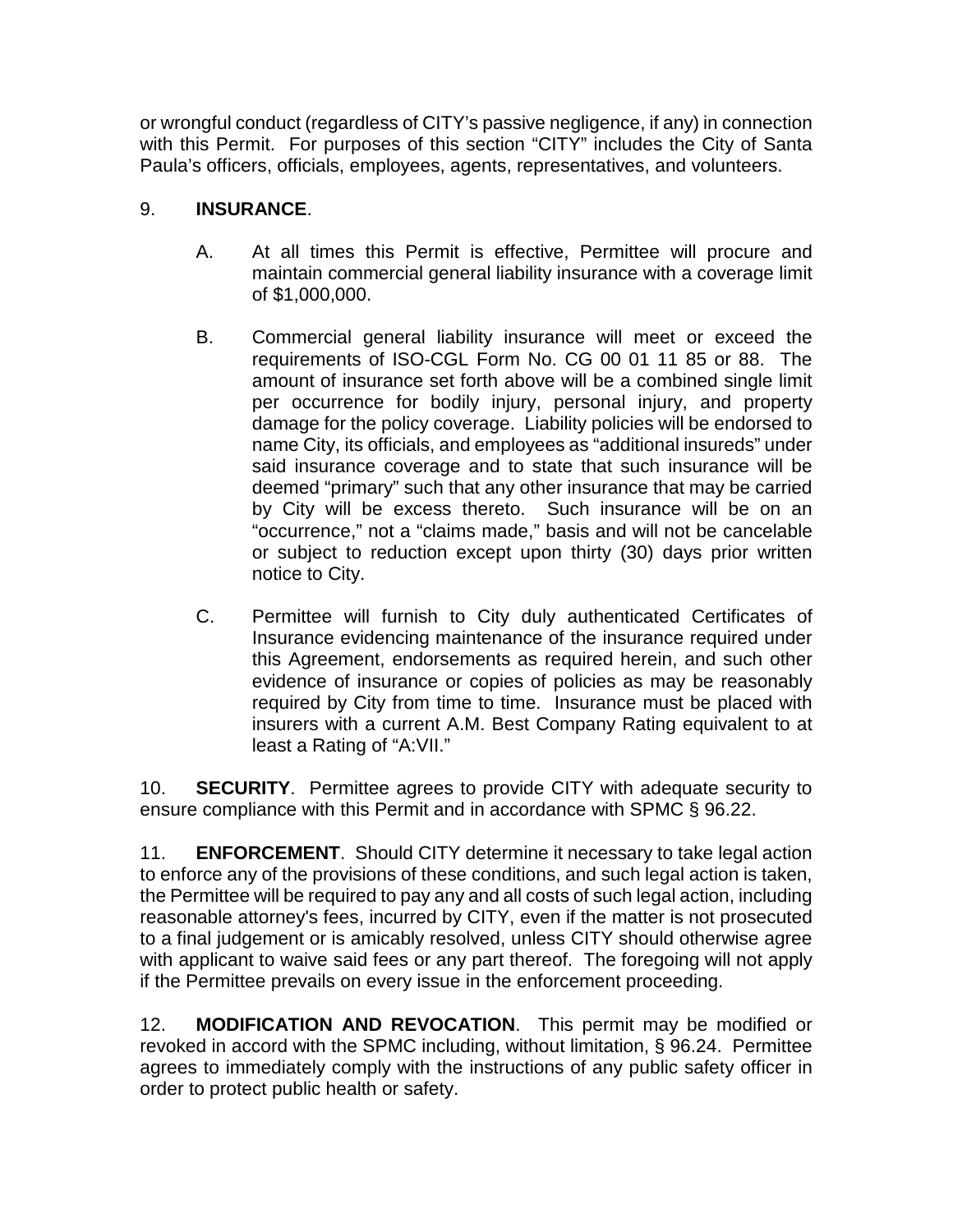or wrongful conduct (regardless of CITY's passive negligence, if any) in connection with this Permit. For purposes of this section "CITY" includes the City of Santa Paula's officers, officials, employees, agents, representatives, and volunteers.

9. **INSURANCE**.

A. At all times this Permit is effective, Permittee will procure and maintain commercial general liability insurance with a coverage limit of $1,000,000.

B. Commercial general liability insurance will meet or exceed the requirements of ISO-CGL Form No. CG 00 01 11 85 or 88. The amount of insurance set forth above will be a combined single limit per occurrence for bodily injury, personal injury, and property damage for the policy coverage. Liability policies will be endorsed to name City, its officials, and employees as "additional insureds" under said insurance coverage and to state that such insurance will be deemed "primary" such that any other insurance that may be carried by City will be excess thereto. Such insurance will be on an "occurrence," not a "claims made," basis and will not be cancelable or subject to reduction except upon thirty (30) days prior written notice to City.

C. Permittee will furnish to City duly authenticated Certificates of Insurance evidencing maintenance of the insurance required under this Agreement, endorsements as required herein, and such other evidence of insurance or copies of policies as may be reasonably required by City from time to time. Insurance must be placed with insurers with a current A.M. Best Company Rating equivalent to at least a Rating of "A:VII."

10. **SECURITY**. Permittee agrees to provide CITY with adequate security to ensure compliance with this Permit and in accordance with SPMC § 96.22.

11. **ENFORCEMENT**. Should CITY determine it necessary to take legal action to enforce any of the provisions of these conditions, and such legal action is taken, the Permittee will be required to pay any and all costs of such legal action, including reasonable attorney's fees, incurred by CITY, even if the matter is not prosecuted to a final judgement or is amicably resolved, unless CITY should otherwise agree with applicant to waive said fees or any part thereof. The foregoing will not apply if the Permittee prevails on every issue in the enforcement proceeding.

12. **MODIFICATION AND REVOCATION**. This permit may be modified or revoked in accord with the SPMC including, without limitation, § 96.24. Permittee agrees to immediately comply with the instructions of any public safety officer in order to protect public health or safety.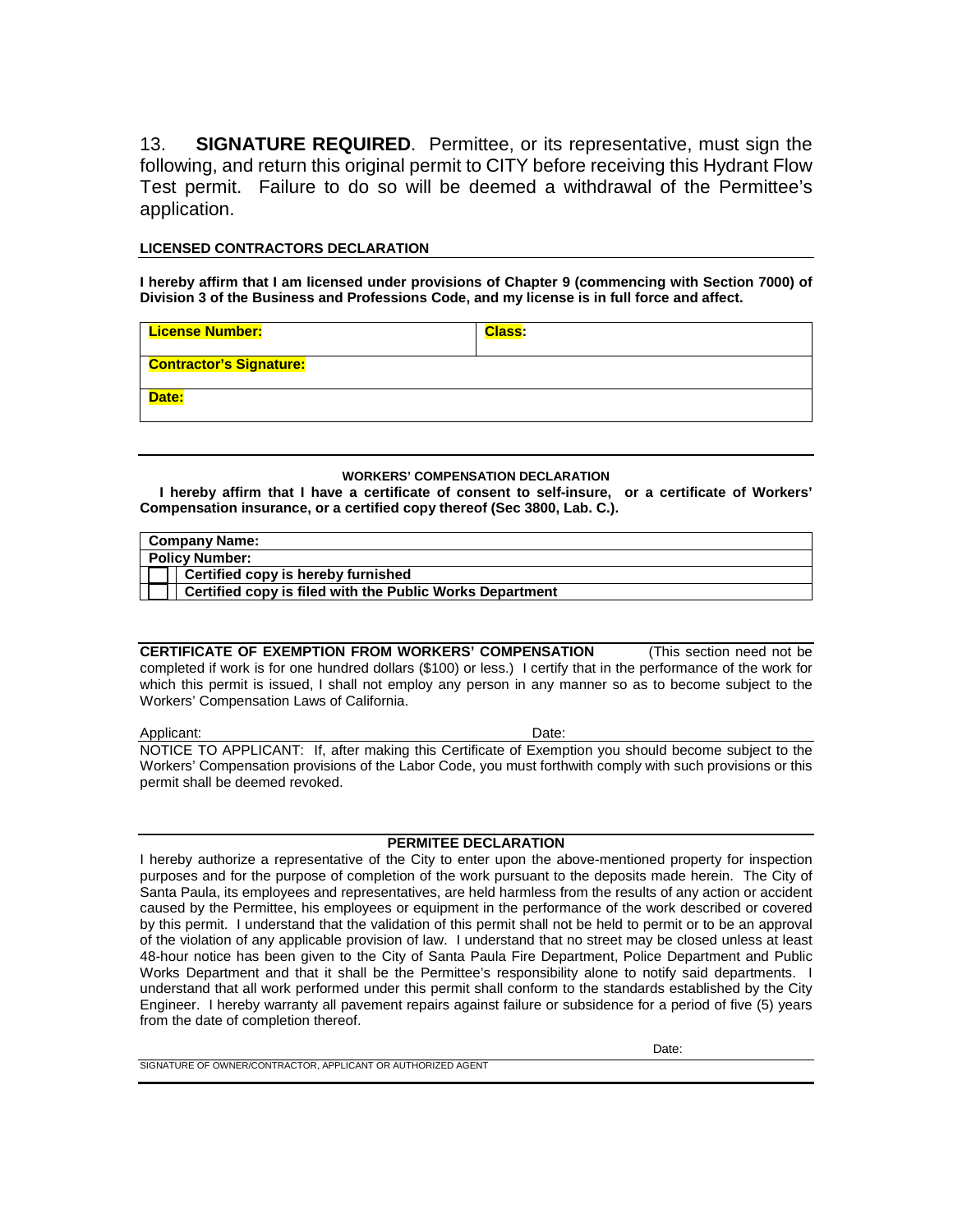13. **SIGNATURE REQUIRED**. Permittee, or its representative, must sign the following, and return this original permit to CITY before receiving this Hydrant Flow Test permit. Failure to do so will be deemed a withdrawal of the Permittee's application.

**LICENSED CONTRACTORS DECLARATION**

**I hereby affirm that I am licensed under provisions of Chapter 9 (commencing with Section 7000) of Division 3 of the Business and Professions Code, and my license is in full force and affect.**

| **License Number:** | **Class:** |
|---|---|
| **Contractor's Signature:** | |
| **Date:** | |

**WORKERS' COMPENSATION DECLARATION**

**I hereby affirm that I have a certificate of consent to self-insure, or a certificate of Workers' Compensation insurance, or a certified copy thereof (Sec 3800, Lab. C.).**

| | |
|---|---|
| **Company Name:** | |
| **Policy Number:** | |
| ☐ | **Certified copy is hereby furnished** |
| ☐ | **Certified copy is filed with the Public Works Department** |

**CERTIFICATE OF EXEMPTION FROM WORKERS' COMPENSATION** (This section need not be completed if work is for one hundred dollars ($100) or less.) I certify that in the performance of the work for which this permit is issued, I shall not employ any person in any manner so as to become subject to the Workers' Compensation Laws of California.

Applicant: Date:

NOTICE TO APPLICANT: If, after making this Certificate of Exemption you should become subject to the Workers' Compensation provisions of the Labor Code, you must forthwith comply with such provisions or this permit shall be deemed revoked.

**PERMITEE DECLARATION**

I hereby authorize a representative of the City to enter upon the above-mentioned property for inspection purposes and for the purpose of completion of the work pursuant to the deposits made herein. The City of Santa Paula, its employees and representatives, are held harmless from the results of any action or accident caused by the Permittee, his employees or equipment in the performance of the work described or covered by this permit. I understand that the validation of this permit shall not be held to permit or to be an approval of the violation of any applicable provision of law. I understand that no street may be closed unless at least 48-hour notice has been given to the City of Santa Paula Fire Department, Police Department and Public Works Department and that it shall be the Permittee's responsibility alone to notify said departments. I understand that all work performed under this permit shall conform to the standards established by the City Engineer. I hereby warranty all pavement repairs against failure or subsidence for a period of five (5) years from the date of completion thereof.

Date:

SIGNATURE OF OWNER/CONTRACTOR, APPLICANT OR AUTHORIZED AGENT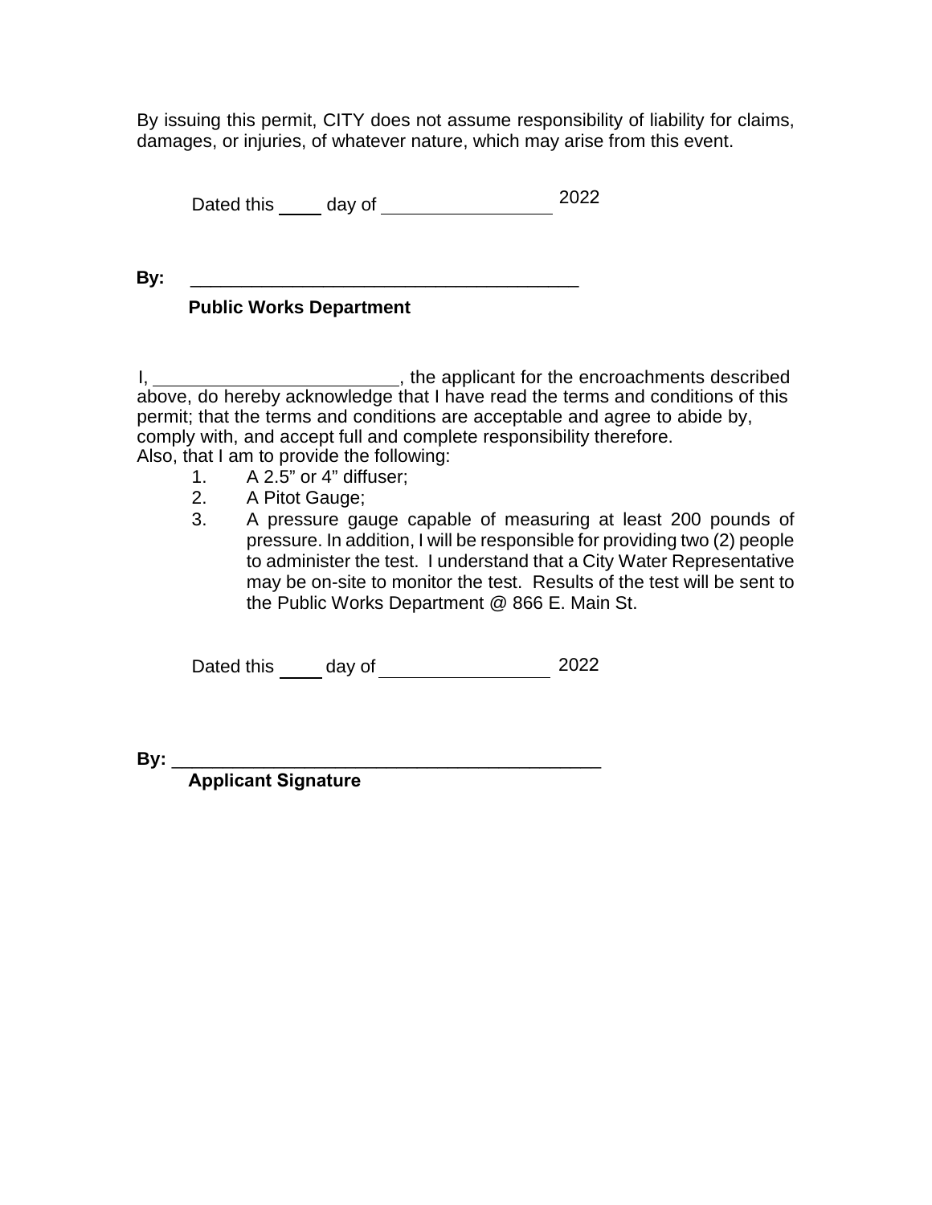By issuing this permit, CITY does not assume responsibility of liability for claims, damages, or injuries, of whatever nature, which may arise from this event.

Dated this ____ day of ________________ 2022

**By:** ______________________________________

**Public Works Department**

I, ________________________, the applicant for the encroachments described above, do hereby acknowledge that I have read the terms and conditions of this permit; that the terms and conditions are acceptable and agree to abide by, comply with, and accept full and complete responsibility therefore.
Also, that I am to provide the following:

1. A 2.5" or 4" diffuser;
2. A Pitot Gauge;
3. A pressure gauge capable of measuring at least 200 pounds of pressure. In addition, I will be responsible for providing two (2) people to administer the test. I understand that a City Water Representative may be on-site to monitor the test. Results of the test will be sent to the Public Works Department @ 866 E. Main St.

Dated this ____ day of ________________ 2022

**By:** __________________________________________

**Applicant Signature**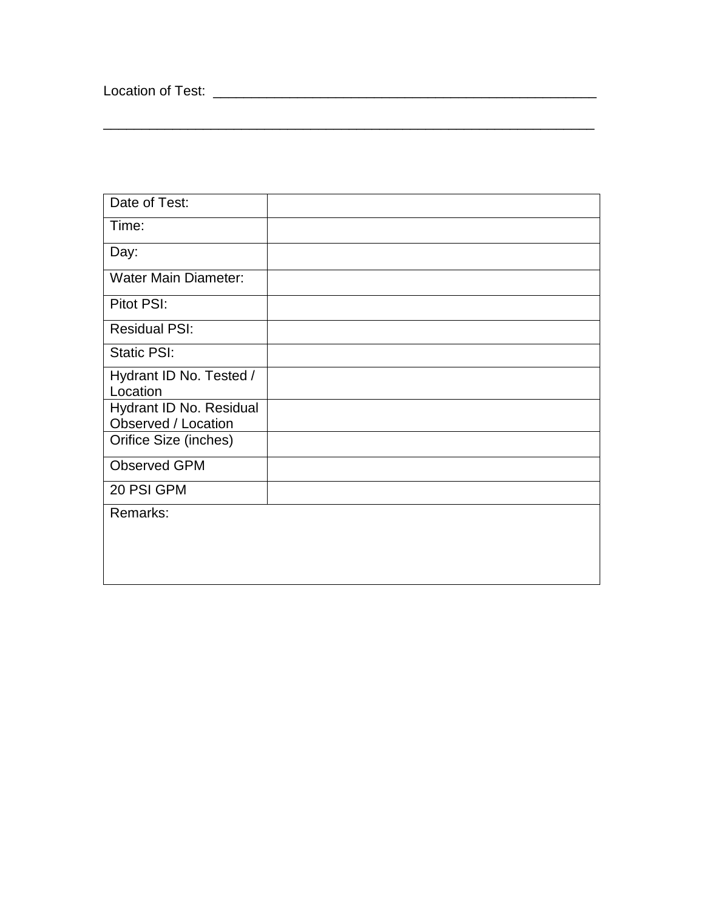Location of Test: ______________________________________________________

_________________________________________________________________

| Date of Test: | |
|---|---|
| Time: | |
| Day: | |
| Water Main Diameter: | |
| Pitot PSI: | |
| Residual PSI: | |
| Static PSI: | |
| Hydrant ID No. Tested / Location | |
| Hydrant ID No. Residual Observed / Location | |
| Orifice Size (inches) | |
| Observed GPM | |
| 20 PSI GPM | |
| Remarks: | |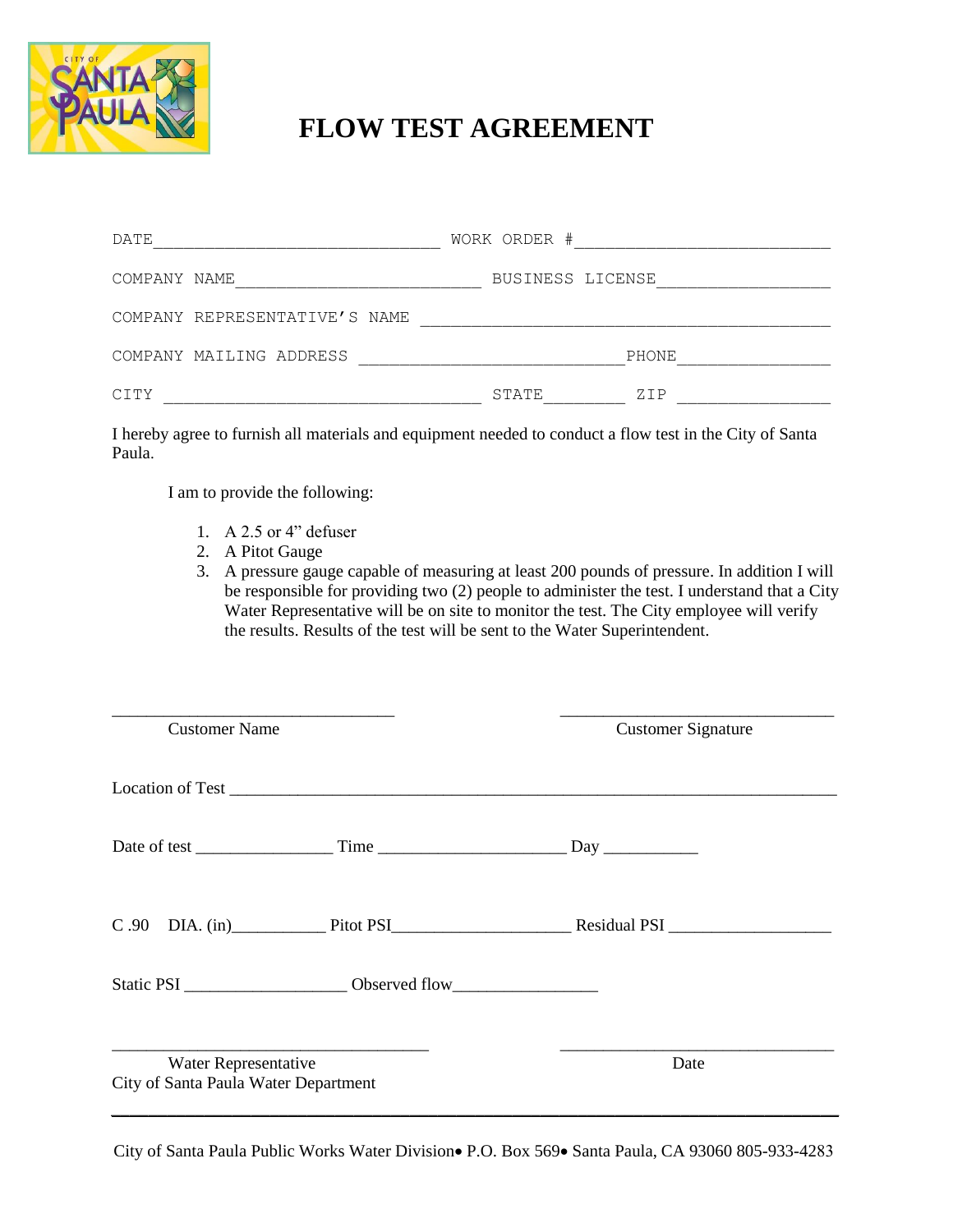# FLOW TEST AGREEMENT

DATE_____________________________ WORK ORDER #_________________________

COMPANY NAME_________________________ BUSINESS LICENSE_________________

COMPANY REPRESENTATIVE'S NAME __________________________________________

COMPANY MAILING ADDRESS ___________________________PHONE________________

CITY _________________________________ STATE________ ZIP ________________

I hereby agree to furnish all materials and equipment needed to conduct a flow test in the City of Santa Paula.

I am to provide the following:

1. A 2.5 or 4" defuser
2. A Pitot Gauge
3. A pressure gauge capable of measuring at least 200 pounds of pressure. In addition I will be responsible for providing two (2) people to administer the test. I understand that a City Water Representative will be on site to monitor the test. The City employee will verify the results. Results of the test will be sent to the Water Superintendent.

_________________________________ Customer Name

_________________________________ Customer Signature

Location of Test ___________________________________________________________________________

Date of test ________________ Time ______________________ Day ___________

C .90 DIA. (in)___________ Pitot PSI____________________ Residual PSI ___________________

Static PSI ___________________ Observed flow_________________

_____________________________________ Water Representative
City of Santa Paula Water Department

_________________________________ Date

City of Santa Paula Public Works Water Division• P.O. Box 569• Santa Paula, CA 93060 805-933-4283